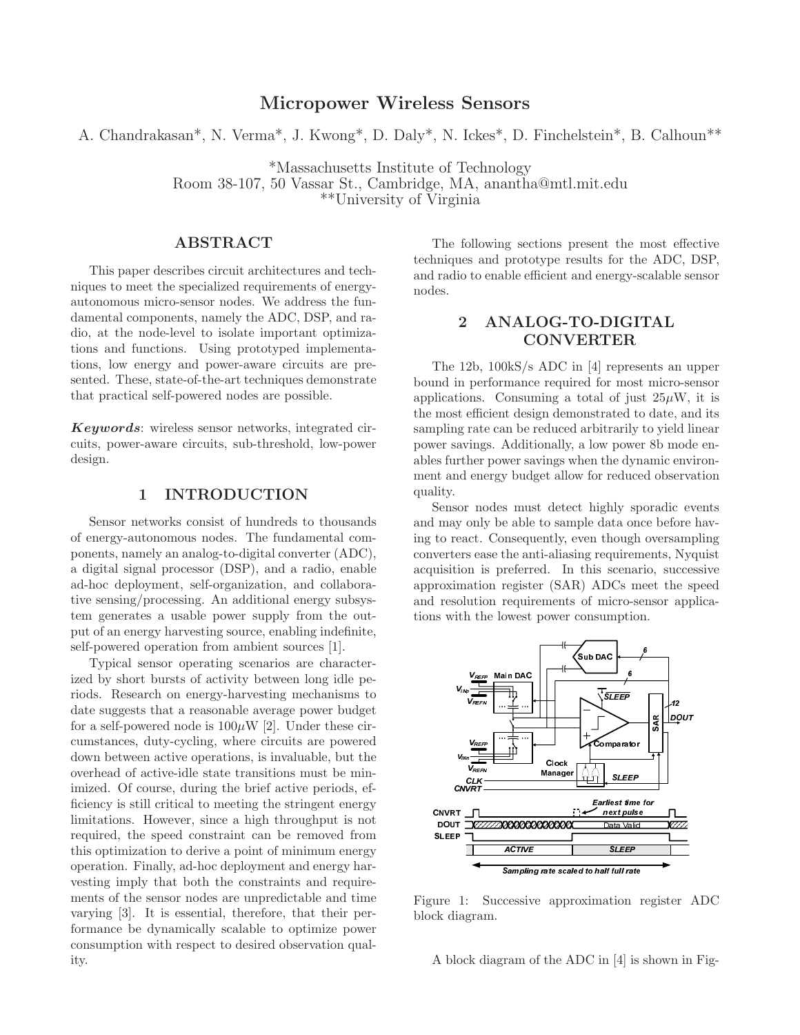# Micropower Wireless Sensors

A. Chandrakasan*, N. Verma*, J. Kwong*, D. Daly*, N. Ickes*, D. Finchelstein*, B. Calhoun**

*Massachusetts Institute of Technology
Room 38-107, 50 Vassar St., Cambridge, MA, anantha@mtl.mit.edu
**University of Virginia

## ABSTRACT

This paper describes circuit architectures and techniques to meet the specialized requirements of energy-autonomous micro-sensor nodes. We address the fundamental components, namely the ADC, DSP, and radio, at the node-level to isolate important optimizations and functions. Using prototyped implementations, low energy and power-aware circuits are presented. These, state-of-the-art techniques demonstrate that practical self-powered nodes are possible.

***Keywords***: wireless sensor networks, integrated circuits, power-aware circuits, sub-threshold, low-power design.

## 1 INTRODUCTION

Sensor networks consist of hundreds to thousands of energy-autonomous nodes. The fundamental components, namely an analog-to-digital converter (ADC), a digital signal processor (DSP), and a radio, enable ad-hoc deployment, self-organization, and collaborative sensing/processing. An additional energy subsystem generates a usable power supply from the output of an energy harvesting source, enabling indefinite, self-powered operation from ambient sources [1].

Typical sensor operating scenarios are characterized by short bursts of activity between long idle periods. Research on energy-harvesting mechanisms to date suggests that a reasonable average power budget for a self-powered node is $100\mu$W [2]. Under these circumstances, duty-cycling, where circuits are powered down between active operations, is invaluable, but the overhead of active-idle state transitions must be minimized. Of course, during the brief active periods, efficiency is still critical to meeting the stringent energy limitations. However, since a high throughput is not required, the speed constraint can be removed from this optimization to derive a point of minimum energy operation. Finally, ad-hoc deployment and energy harvesting imply that both the constraints and requirements of the sensor nodes are unpredictable and time varying [3]. It is essential, therefore, that their performance be dynamically scalable to optimize power consumption with respect to desired observation quality.

The following sections present the most effective techniques and prototype results for the ADC, DSP, and radio to enable efficient and energy-scalable sensor nodes.

## 2 ANALOG-TO-DIGITAL CONVERTER

The 12b, 100kS/s ADC in [4] represents an upper bound in performance required for most micro-sensor applications. Consuming a total of just $25\mu$W, it is the most efficient design demonstrated to date, and its sampling rate can be reduced arbitrarily to yield linear power savings. Additionally, a low power 8b mode enables further power savings when the dynamic environment and energy budget allow for reduced observation quality.

Sensor nodes must detect highly sporadic events and may only be able to sample data once before having to react. Consequently, even though oversampling converters ease the anti-aliasing requirements, Nyquist acquisition is preferred. In this scenario, successive approximation register (SAR) ADCs meet the speed and resolution requirements of micro-sensor applications with the lowest power consumption.

Figure 1: Successive approximation register ADC block diagram.

A block diagram of the ADC in [4] is shown in Fig-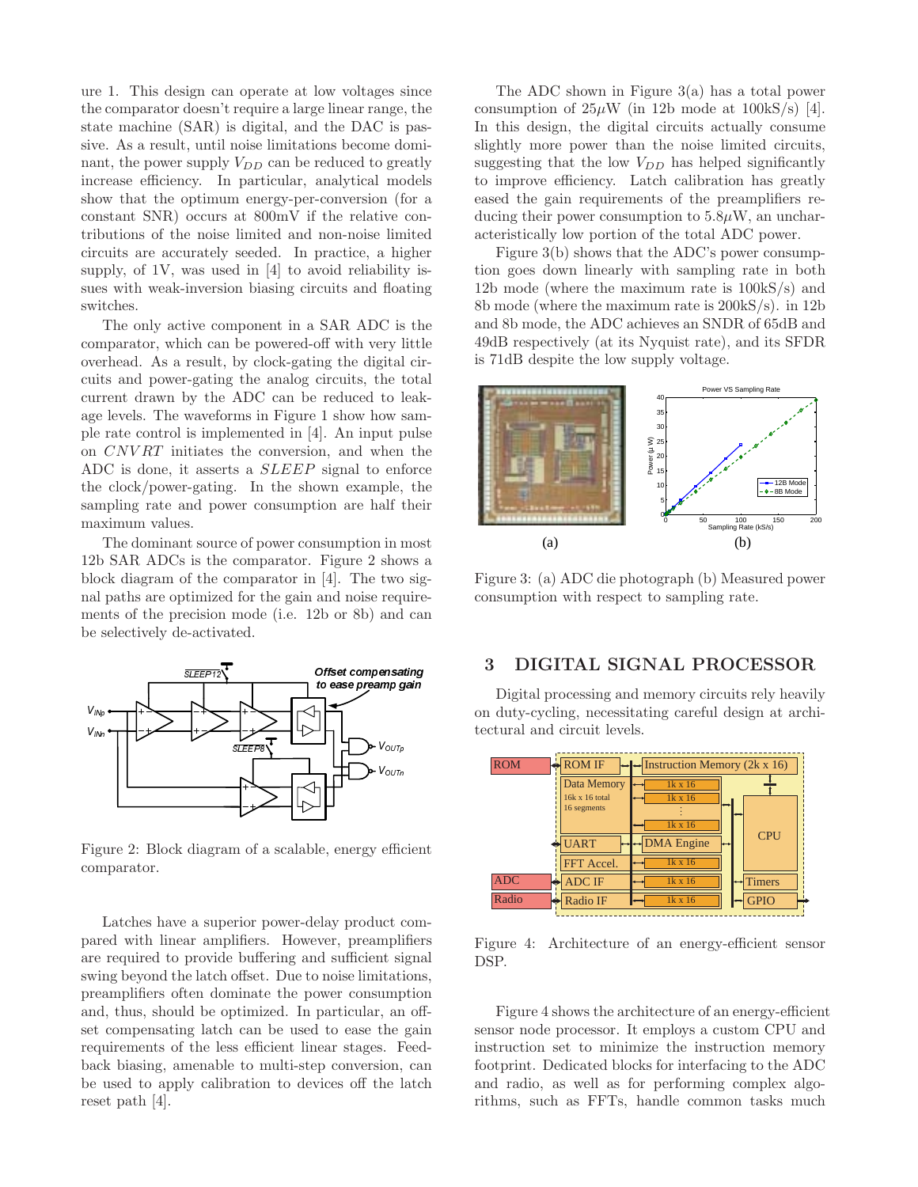ure 1. This design can operate at low voltages since the comparator doesn't require a large linear range, the state machine (SAR) is digital, and the DAC is passive. As a result, until noise limitations become dominant, the power supply $V_{DD}$ can be reduced to greatly increase efficiency. In particular, analytical models show that the optimum energy-per-conversion (for a constant SNR) occurs at 800mV if the relative contributions of the noise limited and non-noise limited circuits are accurately seeded. In practice, a higher supply, of 1V, was used in [4] to avoid reliability issues with weak-inversion biasing circuits and floating switches.

The only active component in a SAR ADC is the comparator, which can be powered-off with very little overhead. As a result, by clock-gating the digital circuits and power-gating the analog circuits, the total current drawn by the ADC can be reduced to leakage levels. The waveforms in Figure 1 show how sample rate control is implemented in [4]. An input pulse on $CNVRT$ initiates the conversion, and when the ADC is done, it asserts a $SLEEP$ signal to enforce the clock/power-gating. In the shown example, the sampling rate and power consumption are half their maximum values.

The dominant source of power consumption in most 12b SAR ADCs is the comparator. Figure 2 shows a block diagram of the comparator in [4]. The two signal paths are optimized for the gain and noise requirements of the precision mode (i.e. 12b or 8b) and can be selectively de-activated.

Figure 2: Block diagram of a scalable, energy efficient comparator.

Latches have a superior power-delay product compared with linear amplifiers. However, preamplifiers are required to provide buffering and sufficient signal swing beyond the latch offset. Due to noise limitations, preamplifiers often dominate the power consumption and, thus, should be optimized. In particular, an offset compensating latch can be used to ease the gain requirements of the less efficient linear stages. Feedback biasing, amenable to multi-step conversion, can be used to apply calibration to devices off the latch reset path [4].

The ADC shown in Figure 3(a) has a total power consumption of 25$\mu$W (in 12b mode at 100kS/s) [4]. In this design, the digital circuits actually consume slightly more power than the noise limited circuits, suggesting that the low $V_{DD}$ has helped significantly to improve efficiency. Latch calibration has greatly eased the gain requirements of the preamplifiers reducing their power consumption to 5.8$\mu$W, an uncharacteristically low portion of the total ADC power.

Figure 3(b) shows that the ADC's power consumption goes down linearly with sampling rate in both 12b mode (where the maximum rate is 100kS/s) and 8b mode (where the maximum rate is 200kS/s). in 12b and 8b mode, the ADC achieves an SNDR of 65dB and 49dB respectively (at its Nyquist rate), and its SFDR is 71dB despite the low supply voltage.

Figure 3: (a) ADC die photograph (b) Measured power consumption with respect to sampling rate.

## 3 DIGITAL SIGNAL PROCESSOR

Digital processing and memory circuits rely heavily on duty-cycling, necessitating careful design at architectural and circuit levels.

Figure 4: Architecture of an energy-efficient sensor DSP.

Figure 4 shows the architecture of an energy-efficient sensor node processor. It employs a custom CPU and instruction set to minimize the instruction memory footprint. Dedicated blocks for interfacing to the ADC and radio, as well as for performing complex algorithms, such as FFTs, handle common tasks much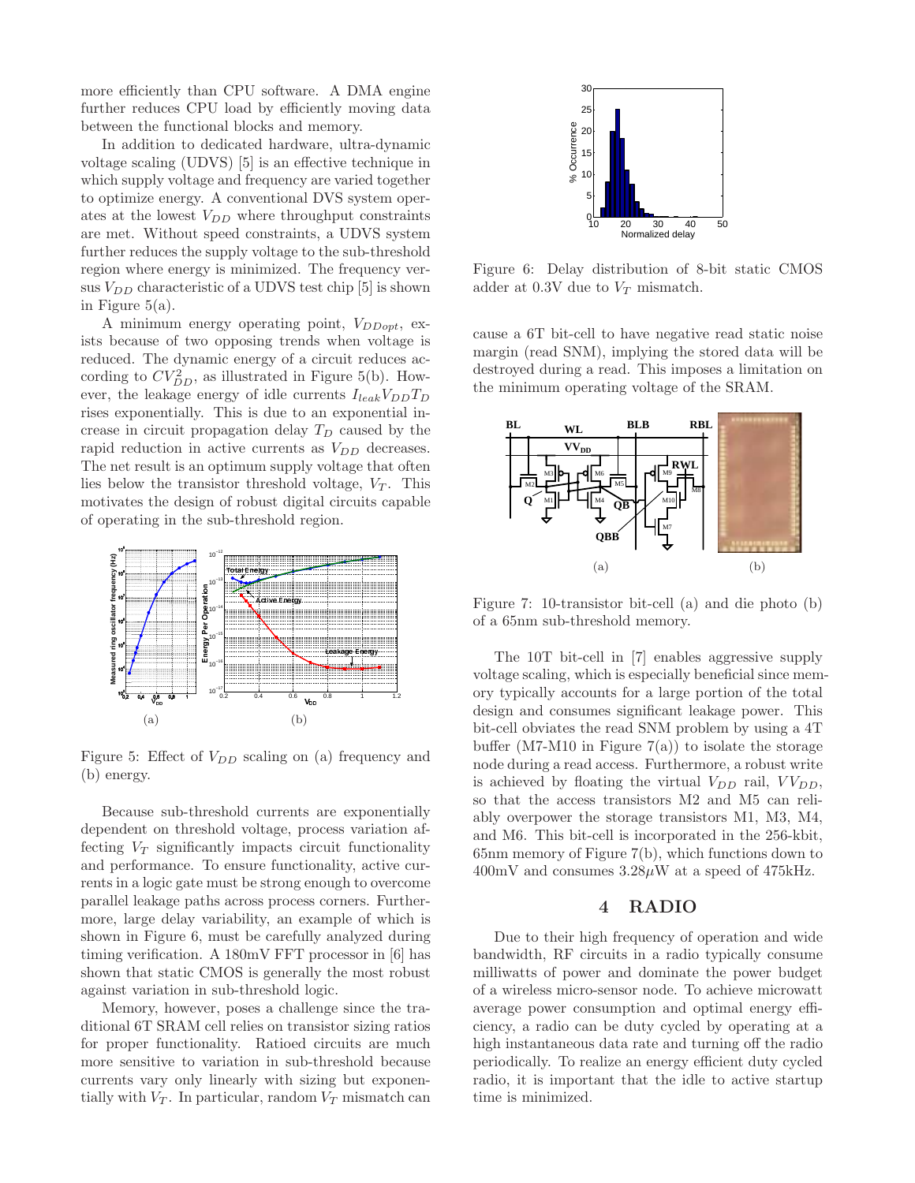more efficiently than CPU software. A DMA engine further reduces CPU load by efficiently moving data between the functional blocks and memory.

In addition to dedicated hardware, ultra-dynamic voltage scaling (UDVS) [5] is an effective technique in which supply voltage and frequency are varied together to optimize energy. A conventional DVS system operates at the lowest $V_{DD}$ where throughput constraints are met. Without speed constraints, a UDVS system further reduces the supply voltage to the sub-threshold region where energy is minimized. The frequency versus $V_{DD}$ characteristic of a UDVS test chip [5] is shown in Figure 5(a).

A minimum energy operating point, $V_{DDopt}$, exists because of two opposing trends when voltage is reduced. The dynamic energy of a circuit reduces according to $CV_{DD}^2$, as illustrated in Figure 5(b). However, the leakage energy of idle currents $I_{leak}V_{DD}T_D$ rises exponentially. This is due to an exponential increase in circuit propagation delay $T_D$ caused by the rapid reduction in active currents as $V_{DD}$ decreases. The net result is an optimum supply voltage that often lies below the transistor threshold voltage, $V_T$. This motivates the design of robust digital circuits capable of operating in the sub-threshold region.

Figure 5: Effect of $V_{DD}$ scaling on (a) frequency and (b) energy.

Because sub-threshold currents are exponentially dependent on threshold voltage, process variation affecting $V_T$ significantly impacts circuit functionality and performance. To ensure functionality, active currents in a logic gate must be strong enough to overcome parallel leakage paths across process corners. Furthermore, large delay variability, an example of which is shown in Figure 6, must be carefully analyzed during timing verification. A 180mV FFT processor in [6] has shown that static CMOS is generally the most robust against variation in sub-threshold logic.

Memory, however, poses a challenge since the traditional 6T SRAM cell relies on transistor sizing ratios for proper functionality. Ratioed circuits are much more sensitive to variation in sub-threshold because currents vary only linearly with sizing but exponentially with $V_T$. In particular, random $V_T$ mismatch can cause a 6T bit-cell to have negative read static noise margin (read SNM), implying the stored data will be destroyed during a read. This imposes a limitation on the minimum operating voltage of the SRAM.

Figure 6: Delay distribution of 8-bit static CMOS adder at 0.3V due to $V_T$ mismatch.

Figure 7: 10-transistor bit-cell (a) and die photo (b) of a 65nm sub-threshold memory.

The 10T bit-cell in [7] enables aggressive supply voltage scaling, which is especially beneficial since memory typically accounts for a large portion of the total design and consumes significant leakage power. This bit-cell obviates the read SNM problem by using a 4T buffer (M7-M10 in Figure 7(a)) to isolate the storage node during a read access. Furthermore, a robust write is achieved by floating the virtual $V_{DD}$ rail, $VV_{DD}$, so that the access transistors M2 and M5 can reliably overpower the storage transistors M1, M3, M4, and M6. This bit-cell is incorporated in the 256-kbit, 65nm memory of Figure 7(b), which functions down to 400mV and consumes 3.28$\mu$W at a speed of 475kHz.

## 4 RADIO

Due to their high frequency of operation and wide bandwidth, RF circuits in a radio typically consume milliwatts of power and dominate the power budget of a wireless micro-sensor node. To achieve microwatt average power consumption and optimal energy efficiency, a radio can be duty cycled by operating at a high instantaneous data rate and turning off the radio periodically. To realize an energy efficient duty cycled radio, it is important that the idle to active startup time is minimized.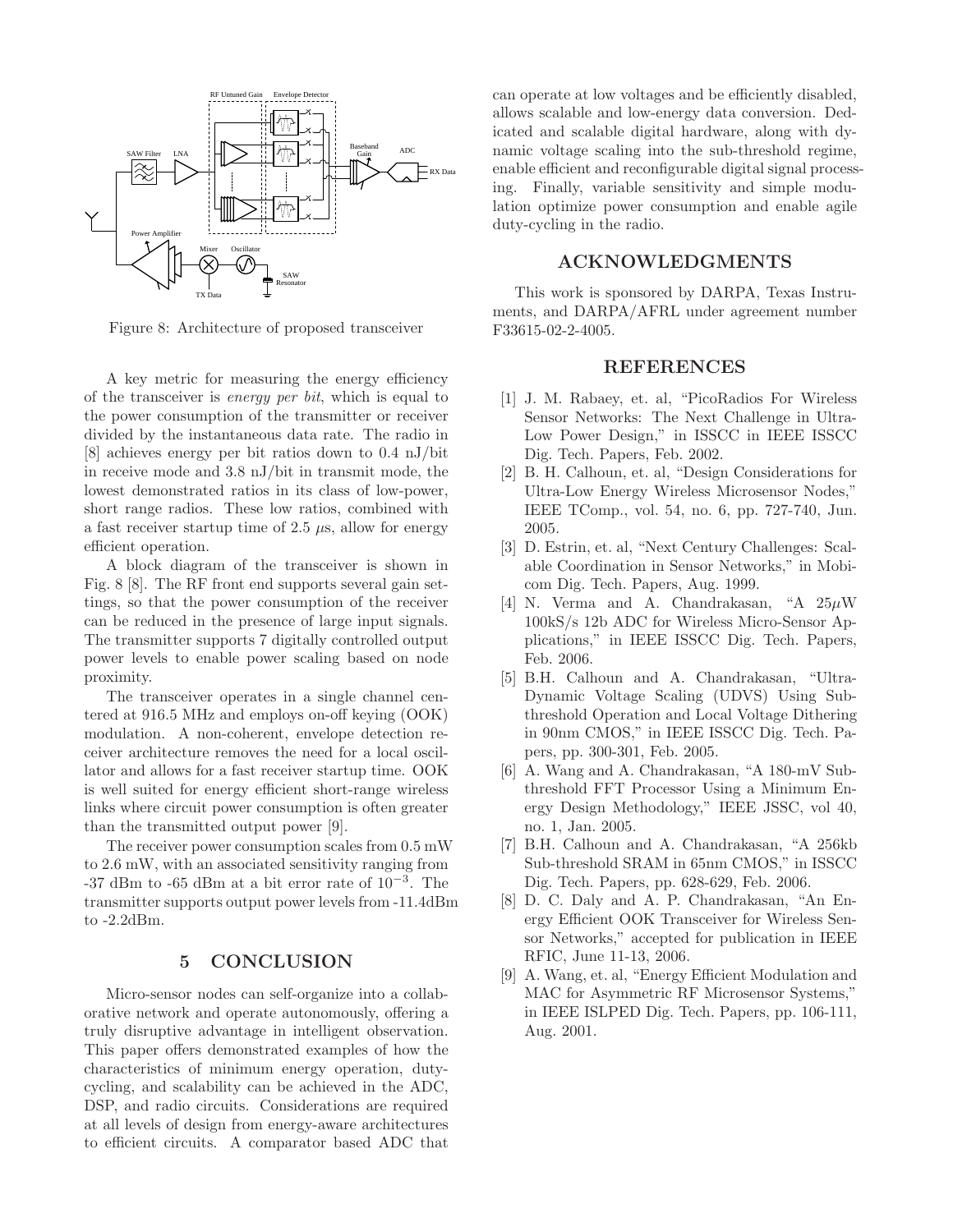RF Untuned Gain

Envelope Detector

SAW Filter

LNA

Baseband Gain

ADC

RX Data

Power Amplifier

Mixer

Oscillator

SAW Resonator

TX Data

Figure 8: Architecture of proposed transceiver

A key metric for measuring the energy efficiency of the transceiver is *energy per bit*, which is equal to the power consumption of the transmitter or receiver divided by the instantaneous data rate. The radio in [8] achieves energy per bit ratios down to 0.4 nJ/bit in receive mode and 3.8 nJ/bit in transmit mode, the lowest demonstrated ratios in its class of low-power, short range radios. These low ratios, combined with a fast receiver startup time of 2.5 $\mu$s, allow for energy efficient operation.

A block diagram of the transceiver is shown in Fig. 8 [8]. The RF front end supports several gain settings, so that the power consumption of the receiver can be reduced in the presence of large input signals. The transmitter supports 7 digitally controlled output power levels to enable power scaling based on node proximity.

The transceiver operates in a single channel centered at 916.5 MHz and employs on-off keying (OOK) modulation. A non-coherent, envelope detection receiver architecture removes the need for a local oscillator and allows for a fast receiver startup time. OOK is well suited for energy efficient short-range wireless links where circuit power consumption is often greater than the transmitted output power [9].

The receiver power consumption scales from 0.5 mW to 2.6 mW, with an associated sensitivity ranging from -37 dBm to -65 dBm at a bit error rate of $10^{-3}$. The transmitter supports output power levels from -11.4dBm to -2.2dBm.

## 5 CONCLUSION

Micro-sensor nodes can self-organize into a collaborative network and operate autonomously, offering a truly disruptive advantage in intelligent observation. This paper offers demonstrated examples of how the characteristics of minimum energy operation, duty-cycling, and scalability can be achieved in the ADC, DSP, and radio circuits. Considerations are required at all levels of design from energy-aware architectures to efficient circuits. A comparator based ADC that can operate at low voltages and be efficiently disabled, allows scalable and low-energy data conversion. Dedicated and scalable digital hardware, along with dynamic voltage scaling into the sub-threshold regime, enable efficient and reconfigurable digital signal processing. Finally, variable sensitivity and simple modulation optimize power consumption and enable agile duty-cycling in the radio.

## ACKNOWLEDGMENTS

This work is sponsored by DARPA, Texas Instruments, and DARPA/AFRL under agreement number F33615-02-2-4005.

## REFERENCES

[1] J. M. Rabaey, et. al, "PicoRadios For Wireless Sensor Networks: The Next Challenge in Ultra-Low Power Design," in ISSCC in IEEE ISSCC Dig. Tech. Papers, Feb. 2002.

[2] B. H. Calhoun, et. al, "Design Considerations for Ultra-Low Energy Wireless Microsensor Nodes," IEEE TComp., vol. 54, no. 6, pp. 727-740, Jun. 2005.

[3] D. Estrin, et. al, "Next Century Challenges: Scalable Coordination in Sensor Networks," in Mobicom Dig. Tech. Papers, Aug. 1999.

[4] N. Verma and A. Chandrakasan, "A 25$\mu$W 100kS/s 12b ADC for Wireless Micro-Sensor Applications," in IEEE ISSCC Dig. Tech. Papers, Feb. 2006.

[5] B.H. Calhoun and A. Chandrakasan, "Ultra-Dynamic Voltage Scaling (UDVS) Using Subthreshold Operation and Local Voltage Dithering in 90nm CMOS," in IEEE ISSCC Dig. Tech. Papers, pp. 300-301, Feb. 2005.

[6] A. Wang and A. Chandrakasan, "A 180-mV Subthreshold FFT Processor Using a Minimum Energy Design Methodology," IEEE JSSC, vol 40, no. 1, Jan. 2005.

[7] B.H. Calhoun and A. Chandrakasan, "A 256kb Sub-threshold SRAM in 65nm CMOS," in ISSCC Dig. Tech. Papers, pp. 628-629, Feb. 2006.

[8] D. C. Daly and A. P. Chandrakasan, "An Energy Efficient OOK Transceiver for Wireless Sensor Networks," accepted for publication in IEEE RFIC, June 11-13, 2006.

[9] A. Wang, et. al, "Energy Efficient Modulation and MAC for Asymmetric RF Microsensor Systems," in IEEE ISLPED Dig. Tech. Papers, pp. 106-111, Aug. 2001.